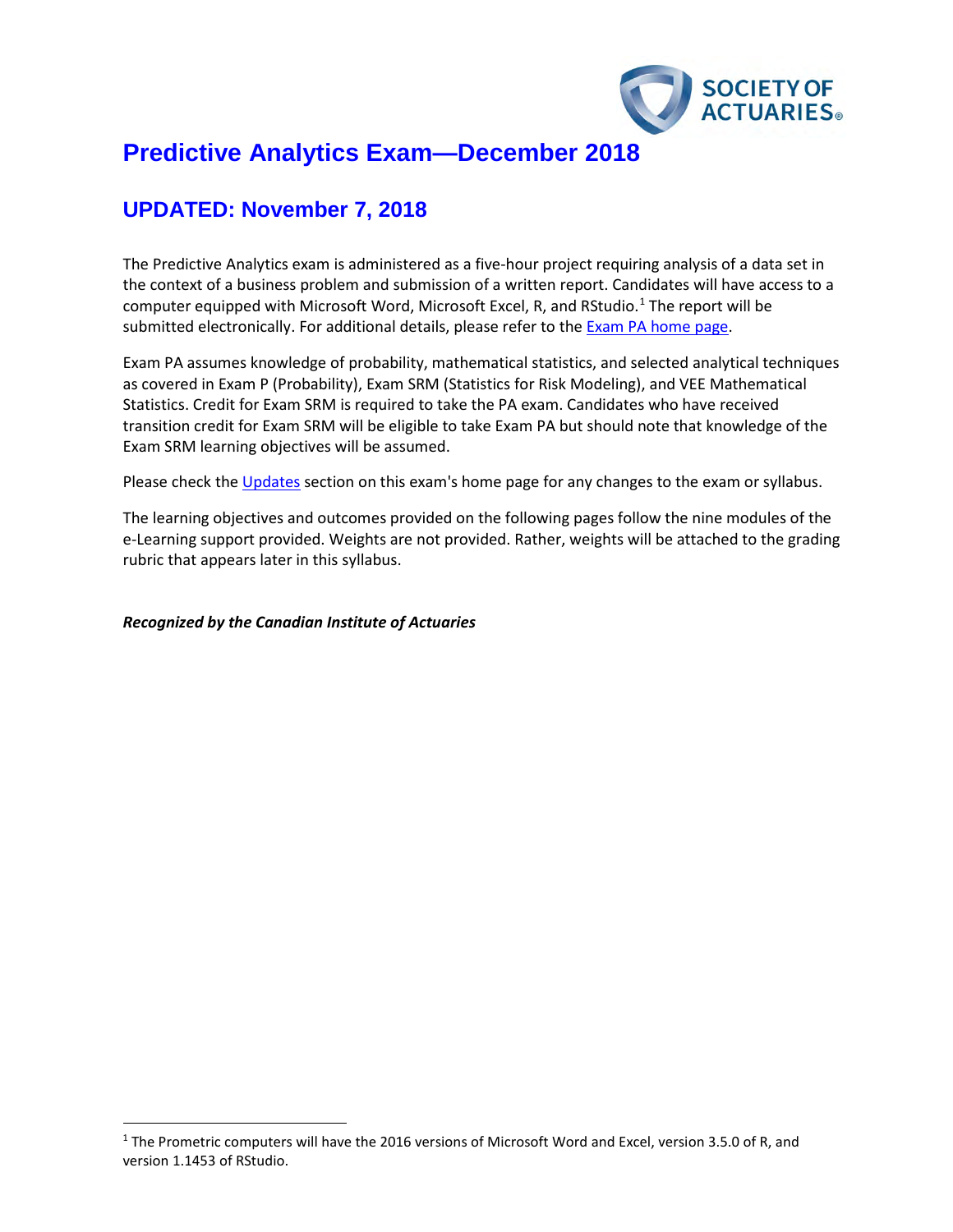# Predictive Analytics Exam—December 2018

## UPDATED: November 7, 2018

The Predictive Analytics exam is administered as a five-hour project requiring analysis of a data set in the context of a business problem and submission of a written report. Candidates will have access to a computer equipped with Microsoft Word, Microsoft Excel, R, and RStudio.[1] The report will be submitted electronically. For additional details, please refer to the Exam PA home page.

Exam PA assumes knowledge of probability, mathematical statistics, and selected analytical techniques as covered in Exam P (Probability), Exam SRM (Statistics for Risk Modeling), and VEE Mathematical Statistics. Credit for Exam SRM is required to take the PA exam. Candidates who have received transition credit for Exam SRM will be eligible to take Exam PA but should note that knowledge of the Exam SRM learning objectives will be assumed.

Please check the Updates section on this exam's home page for any changes to the exam or syllabus.

The learning objectives and outcomes provided on the following pages follow the nine modules of the e-Learning support provided. Weights are not provided. Rather, weights will be attached to the grading rubric that appears later in this syllabus.

***Recognized by the Canadian Institute of Actuaries***

---

[1] The Prometric computers will have the 2016 versions of Microsoft Word and Excel, version 3.5.0 of R, and version 1.1453 of RStudio.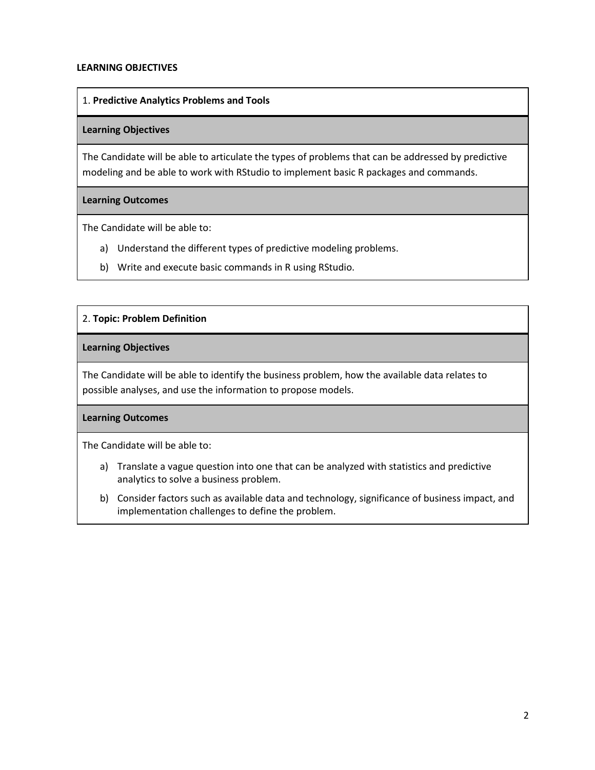**LEARNING OBJECTIVES**

| 1. **Predictive Analytics Problems and Tools** |
| --- |
| **Learning Objectives** |
| The Candidate will be able to articulate the types of problems that can be addressed by predictive modeling and be able to work with RStudio to implement basic R packages and commands. |
| **Learning Outcomes** |
| The Candidate will be able to:<br>a) Understand the different types of predictive modeling problems.<br>b) Write and execute basic commands in R using RStudio. |

| 2. **Topic: Problem Definition** |
| --- |
| **Learning Objectives** |
| The Candidate will be able to identify the business problem, how the available data relates to possible analyses, and use the information to propose models. |
| **Learning Outcomes** |
| The Candidate will be able to:<br>a) Translate a vague question into one that can be analyzed with statistics and predictive analytics to solve a business problem.<br>b) Consider factors such as available data and technology, significance of business impact, and implementation challenges to define the problem. |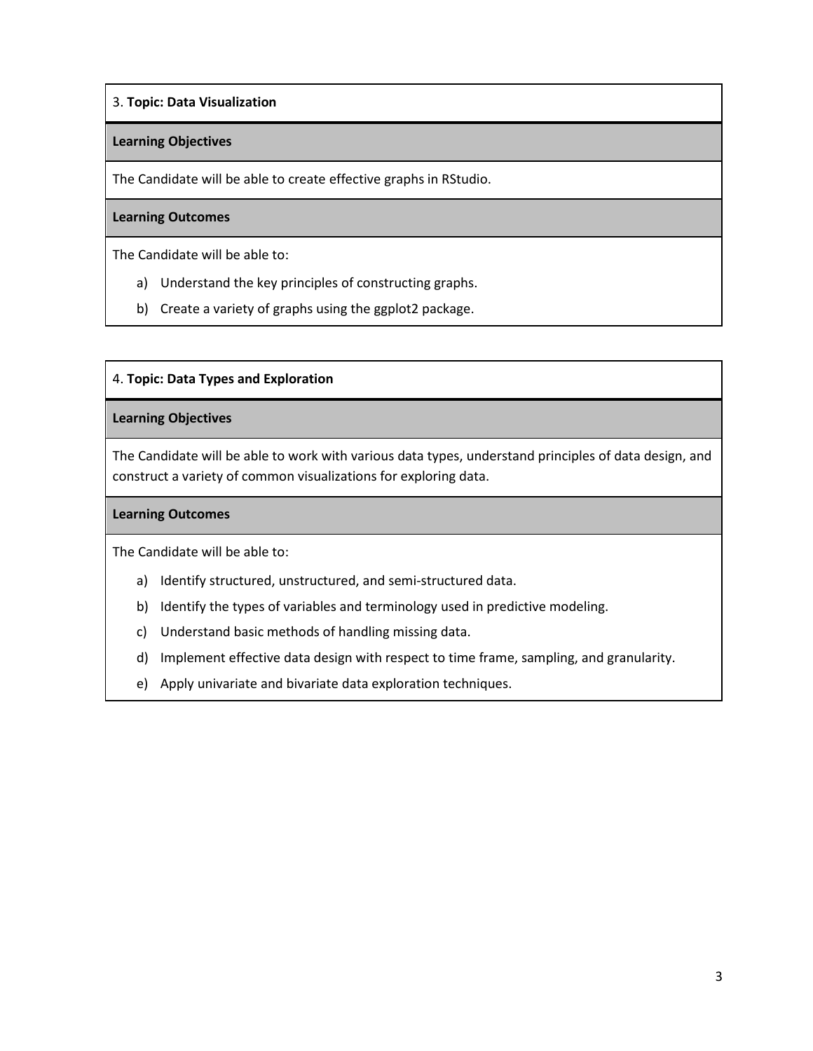3. **Topic: Data Visualization**

**Learning Objectives**

The Candidate will be able to create effective graphs in RStudio.

**Learning Outcomes**

The Candidate will be able to:

a) Understand the key principles of constructing graphs.
b) Create a variety of graphs using the ggplot2 package.

4. **Topic: Data Types and Exploration**

**Learning Objectives**

The Candidate will be able to work with various data types, understand principles of data design, and construct a variety of common visualizations for exploring data.

**Learning Outcomes**

The Candidate will be able to:

a) Identify structured, unstructured, and semi-structured data.
b) Identify the types of variables and terminology used in predictive modeling.
c) Understand basic methods of handling missing data.
d) Implement effective data design with respect to time frame, sampling, and granularity.
e) Apply univariate and bivariate data exploration techniques.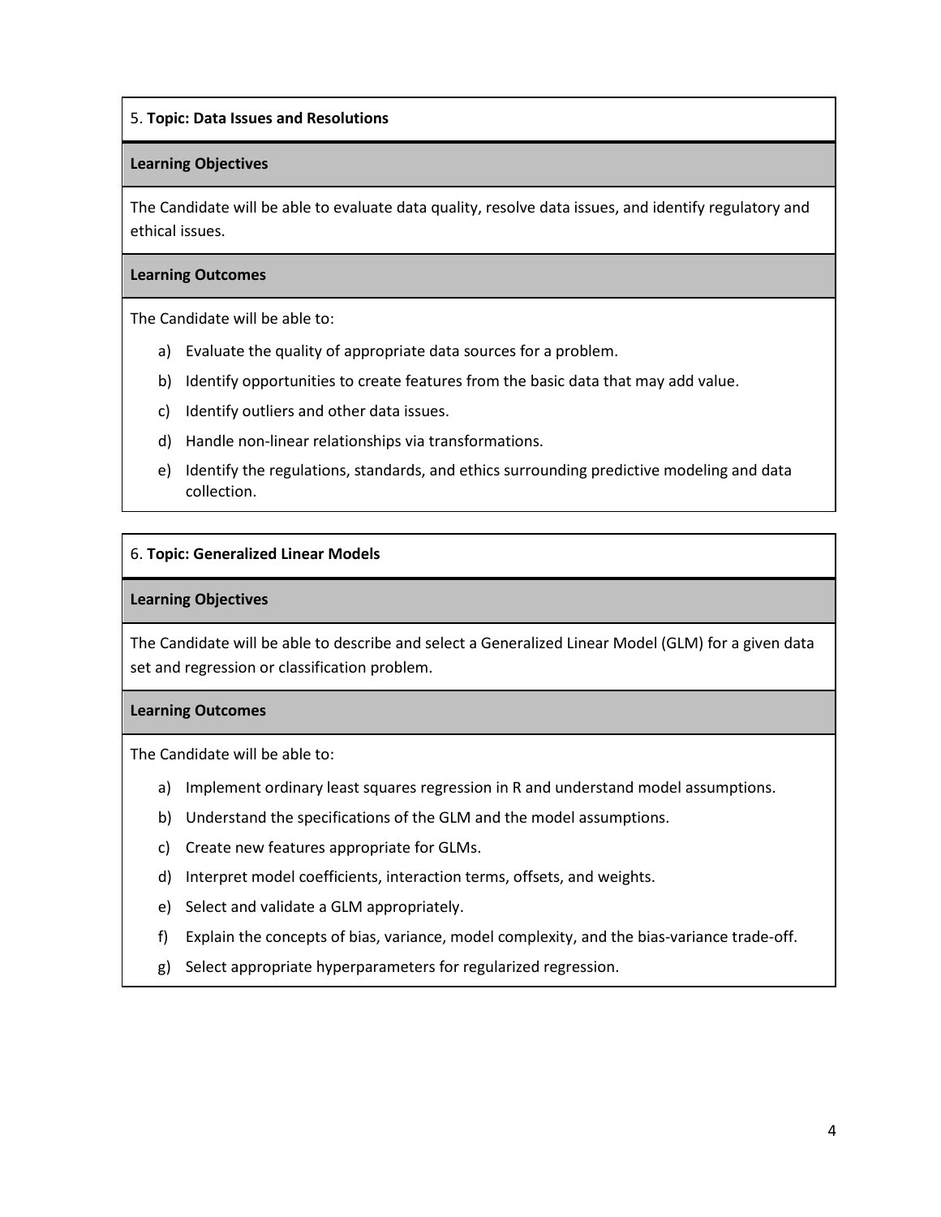## 5. **Topic: Data Issues and Resolutions**

**Learning Objectives**

The Candidate will be able to evaluate data quality, resolve data issues, and identify regulatory and ethical issues.

**Learning Outcomes**

The Candidate will be able to:

a) Evaluate the quality of appropriate data sources for a problem.

b) Identify opportunities to create features from the basic data that may add value.

c) Identify outliers and other data issues.

d) Handle non-linear relationships via transformations.

e) Identify the regulations, standards, and ethics surrounding predictive modeling and data collection.

## 6. **Topic: Generalized Linear Models**

**Learning Objectives**

The Candidate will be able to describe and select a Generalized Linear Model (GLM) for a given data set and regression or classification problem.

**Learning Outcomes**

The Candidate will be able to:

a) Implement ordinary least squares regression in R and understand model assumptions.

b) Understand the specifications of the GLM and the model assumptions.

c) Create new features appropriate for GLMs.

d) Interpret model coefficients, interaction terms, offsets, and weights.

e) Select and validate a GLM appropriately.

f) Explain the concepts of bias, variance, model complexity, and the bias-variance trade-off.

g) Select appropriate hyperparameters for regularized regression.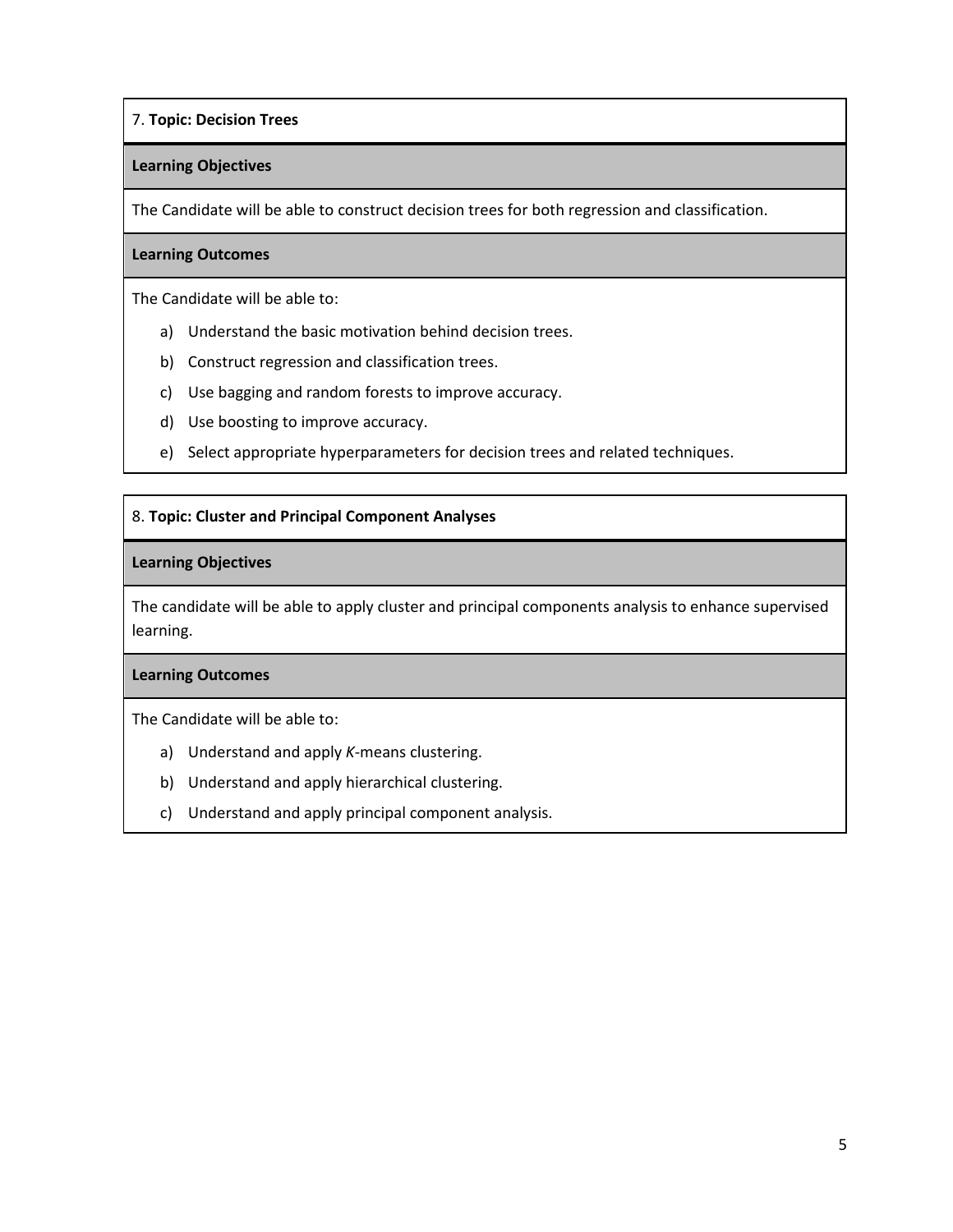7. **Topic: Decision Trees**

**Learning Objectives**

The Candidate will be able to construct decision trees for both regression and classification.

**Learning Outcomes**

The Candidate will be able to:

a) Understand the basic motivation behind decision trees.

b) Construct regression and classification trees.

c) Use bagging and random forests to improve accuracy.

d) Use boosting to improve accuracy.

e) Select appropriate hyperparameters for decision trees and related techniques.

8. **Topic: Cluster and Principal Component Analyses**

**Learning Objectives**

The candidate will be able to apply cluster and principal components analysis to enhance supervised learning.

**Learning Outcomes**

The Candidate will be able to:

a) Understand and apply *K*-means clustering.

b) Understand and apply hierarchical clustering.

c) Understand and apply principal component analysis.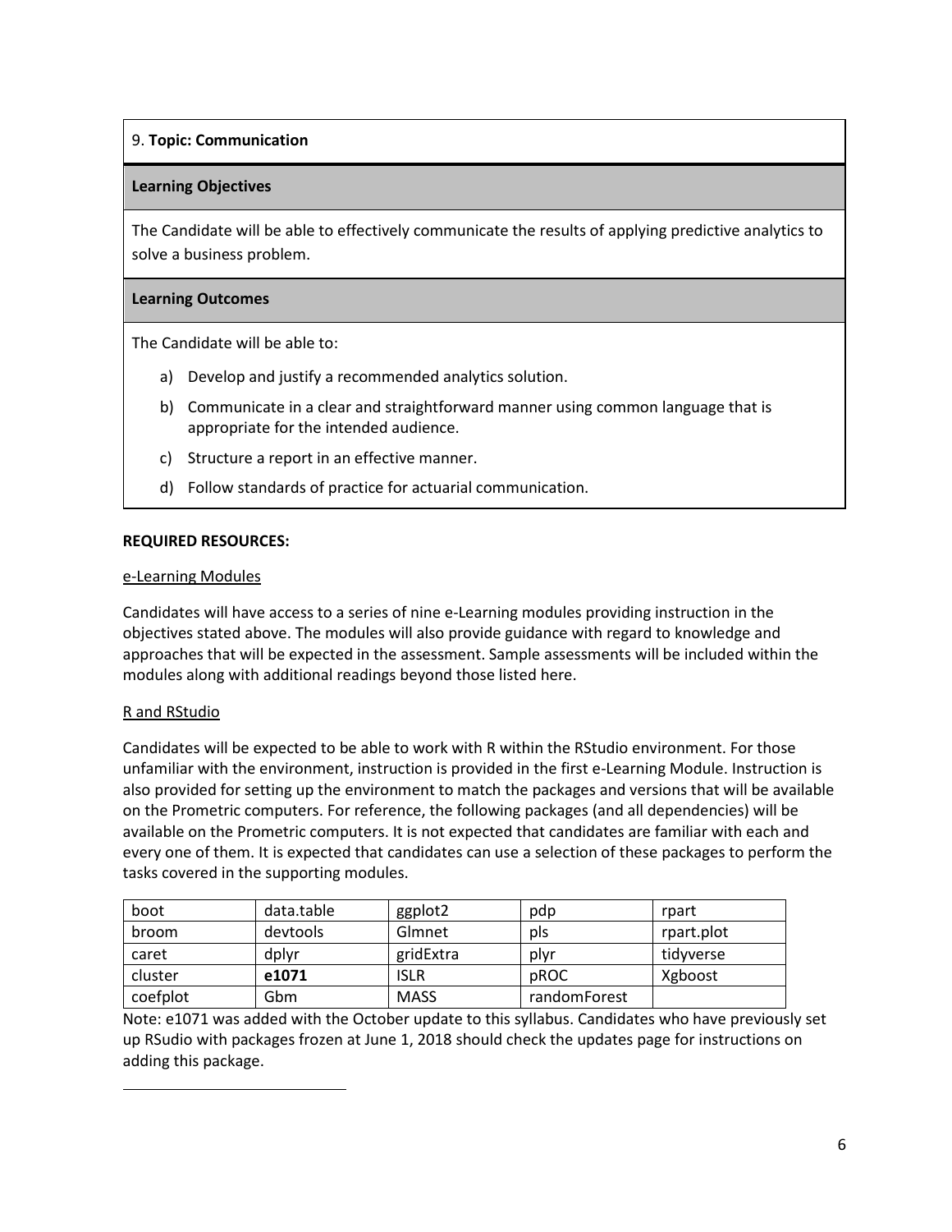9. **Topic: Communication**

**Learning Objectives**

The Candidate will be able to effectively communicate the results of applying predictive analytics to solve a business problem.

**Learning Outcomes**

The Candidate will be able to:

a) Develop and justify a recommended analytics solution.

b) Communicate in a clear and straightforward manner using common language that is appropriate for the intended audience.

c) Structure a report in an effective manner.

d) Follow standards of practice for actuarial communication.

**REQUIRED RESOURCES:**

e-Learning Modules

Candidates will have access to a series of nine e-Learning modules providing instruction in the objectives stated above. The modules will also provide guidance with regard to knowledge and approaches that will be expected in the assessment. Sample assessments will be included within the modules along with additional readings beyond those listed here.

R and RStudio

Candidates will be expected to be able to work with R within the RStudio environment. For those unfamiliar with the environment, instruction is provided in the first e-Learning Module. Instruction is also provided for setting up the environment to match the packages and versions that will be available on the Prometric computers. For reference, the following packages (and all dependencies) will be available on the Prometric computers. It is not expected that candidates are familiar with each and every one of them. It is expected that candidates can use a selection of these packages to perform the tasks covered in the supporting modules.

| boot | data.table | ggplot2 | pdp | rpart |
|---|---|---|---|---|
| broom | devtools | Glmnet | pls | rpart.plot |
| caret | dplyr | gridExtra | plyr | tidyverse |
| cluster | **e1071** | ISLR | pROC | Xgboost |
| coefplot | Gbm | MASS | randomForest | |

Note: e1071 was added with the October update to this syllabus. Candidates who have previously set up RSudio with packages frozen at June 1, 2018 should check the updates page for instructions on adding this package.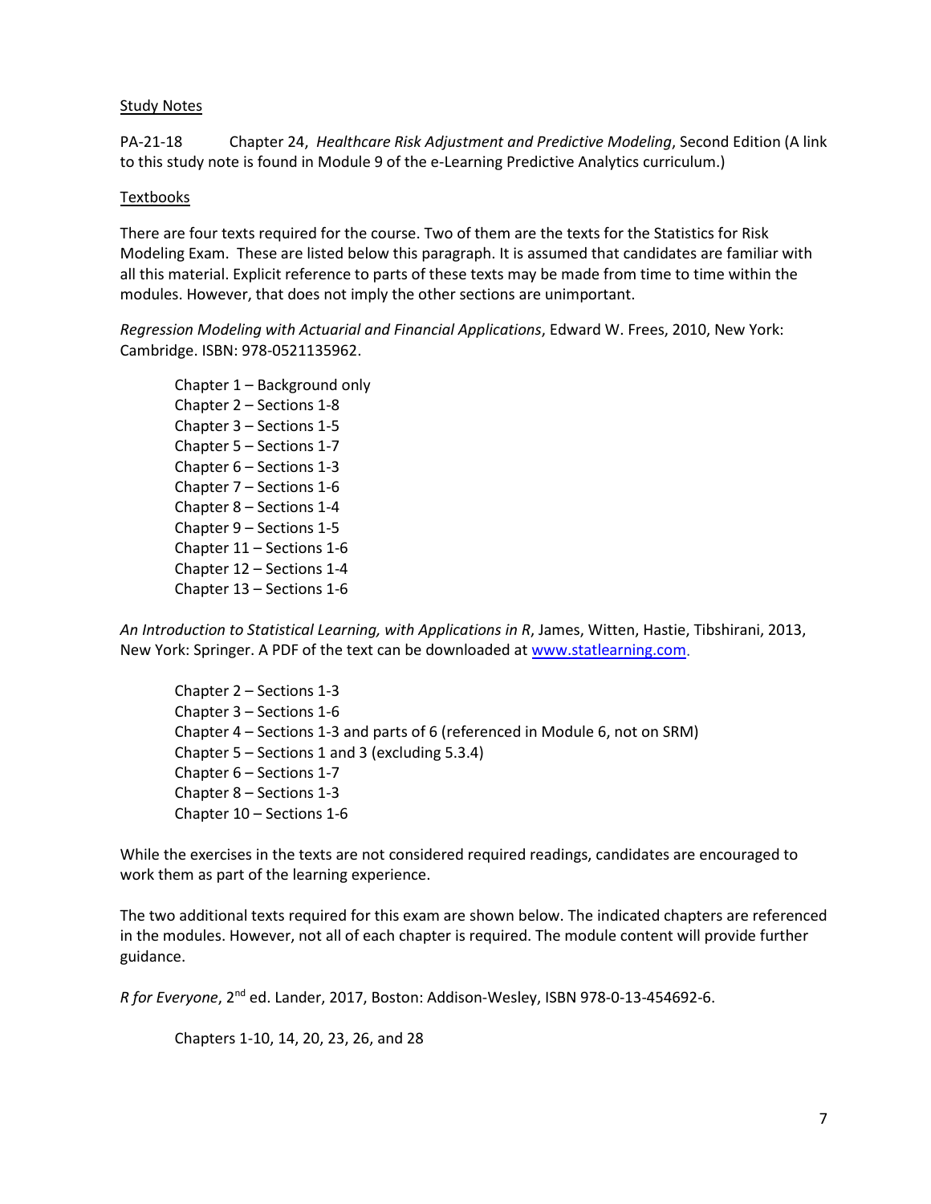Study Notes

PA-21-18 Chapter 24, *Healthcare Risk Adjustment and Predictive Modeling*, Second Edition (A link to this study note is found in Module 9 of the e-Learning Predictive Analytics curriculum.)

Textbooks

There are four texts required for the course. Two of them are the texts for the Statistics for Risk Modeling Exam. These are listed below this paragraph. It is assumed that candidates are familiar with all this material. Explicit reference to parts of these texts may be made from time to time within the modules. However, that does not imply the other sections are unimportant.

*Regression Modeling with Actuarial and Financial Applications*, Edward W. Frees, 2010, New York: Cambridge. ISBN: 978-0521135962.

- Chapter 1 – Background only
- Chapter 2 – Sections 1-8
- Chapter 3 – Sections 1-5
- Chapter 5 – Sections 1-7
- Chapter 6 – Sections 1-3
- Chapter 7 – Sections 1-6
- Chapter 8 – Sections 1-4
- Chapter 9 – Sections 1-5
- Chapter 11 – Sections 1-6
- Chapter 12 – Sections 1-4
- Chapter 13 – Sections 1-6

*An Introduction to Statistical Learning, with Applications in R*, James, Witten, Hastie, Tibshirani, 2013, New York: Springer. A PDF of the text can be downloaded at www.statlearning.com.

- Chapter 2 – Sections 1-3
- Chapter 3 – Sections 1-6
- Chapter 4 – Sections 1-3 and parts of 6 (referenced in Module 6, not on SRM)
- Chapter 5 – Sections 1 and 3 (excluding 5.3.4)
- Chapter 6 – Sections 1-7
- Chapter 8 – Sections 1-3
- Chapter 10 – Sections 1-6

While the exercises in the texts are not considered required readings, candidates are encouraged to work them as part of the learning experience.

The two additional texts required for this exam are shown below. The indicated chapters are referenced in the modules. However, not all of each chapter is required. The module content will provide further guidance.

*R for Everyone*, 2nd ed. Lander, 2017, Boston: Addison-Wesley, ISBN 978-0-13-454692-6.

Chapters 1-10, 14, 20, 23, 26, and 28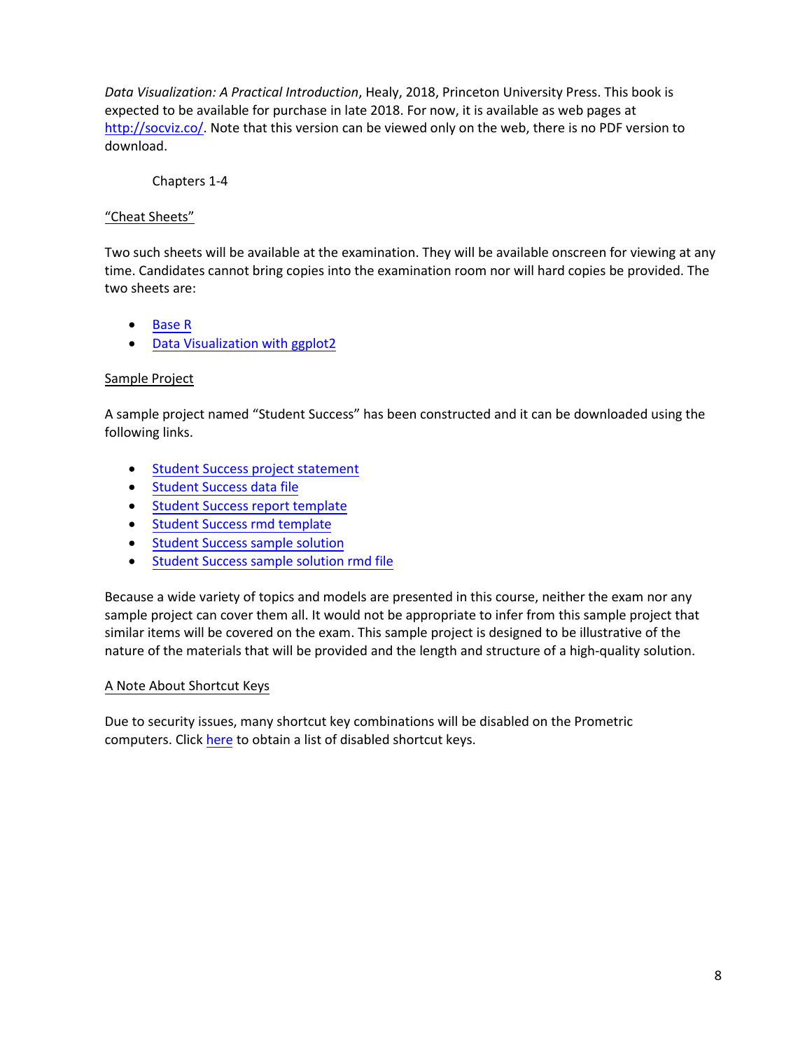*Data Visualization: A Practical Introduction*, Healy, 2018, Princeton University Press. This book is expected to be available for purchase in late 2018. For now, it is available as web pages at [http://socviz.co/](http://socviz.co/). Note that this version can be viewed only on the web, there is no PDF version to download.

Chapters 1-4

### “Cheat Sheets”

Two such sheets will be available at the examination. They will be available onscreen for viewing at any time. Candidates cannot bring copies into the examination room nor will hard copies be provided. The two sheets are:

- Base R
- Data Visualization with ggplot2

### Sample Project

A sample project named “Student Success” has been constructed and it can be downloaded using the following links.

- Student Success project statement
- Student Success data file
- Student Success report template
- Student Success rmd template
- Student Success sample solution
- Student Success sample solution rmd file

Because a wide variety of topics and models are presented in this course, neither the exam nor any sample project can cover them all. It would not be appropriate to infer from this sample project that similar items will be covered on the exam. This sample project is designed to be illustrative of the nature of the materials that will be provided and the length and structure of a high-quality solution.

### A Note About Shortcut Keys

Due to security issues, many shortcut key combinations will be disabled on the Prometric computers. Click here to obtain a list of disabled shortcut keys.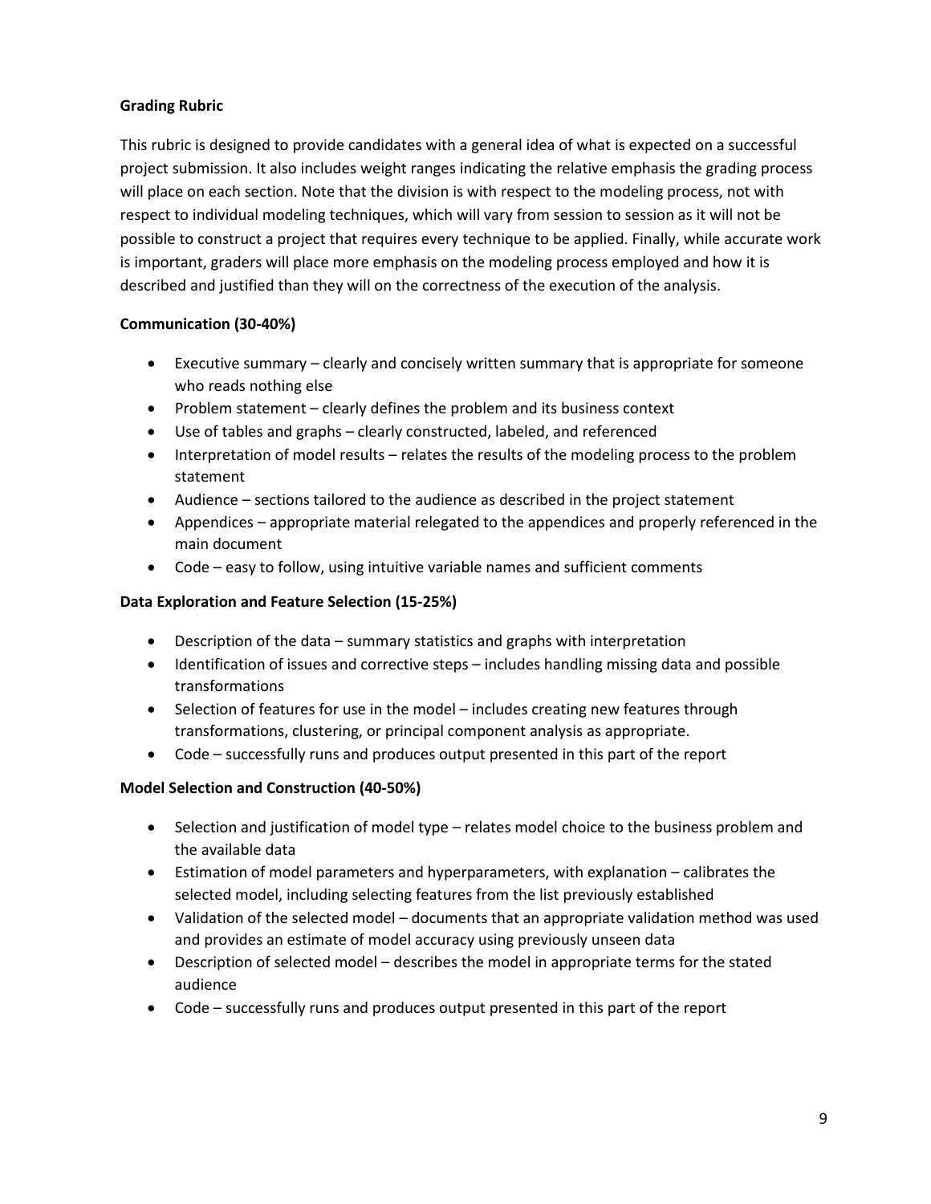**Grading Rubric**

This rubric is designed to provide candidates with a general idea of what is expected on a successful project submission. It also includes weight ranges indicating the relative emphasis the grading process will place on each section. Note that the division is with respect to the modeling process, not with respect to individual modeling techniques, which will vary from session to session as it will not be possible to construct a project that requires every technique to be applied. Finally, while accurate work is important, graders will place more emphasis on the modeling process employed and how it is described and justified than they will on the correctness of the execution of the analysis.

**Communication (30-40%)**

- Executive summary – clearly and concisely written summary that is appropriate for someone who reads nothing else
- Problem statement – clearly defines the problem and its business context
- Use of tables and graphs – clearly constructed, labeled, and referenced
- Interpretation of model results – relates the results of the modeling process to the problem statement
- Audience – sections tailored to the audience as described in the project statement
- Appendices – appropriate material relegated to the appendices and properly referenced in the main document
- Code – easy to follow, using intuitive variable names and sufficient comments

**Data Exploration and Feature Selection (15-25%)**

- Description of the data – summary statistics and graphs with interpretation
- Identification of issues and corrective steps – includes handling missing data and possible transformations
- Selection of features for use in the model – includes creating new features through transformations, clustering, or principal component analysis as appropriate.
- Code – successfully runs and produces output presented in this part of the report

**Model Selection and Construction (40-50%)**

- Selection and justification of model type – relates model choice to the business problem and the available data
- Estimation of model parameters and hyperparameters, with explanation – calibrates the selected model, including selecting features from the list previously established
- Validation of the selected model – documents that an appropriate validation method was used and provides an estimate of model accuracy using previously unseen data
- Description of selected model – describes the model in appropriate terms for the stated audience
- Code – successfully runs and produces output presented in this part of the report